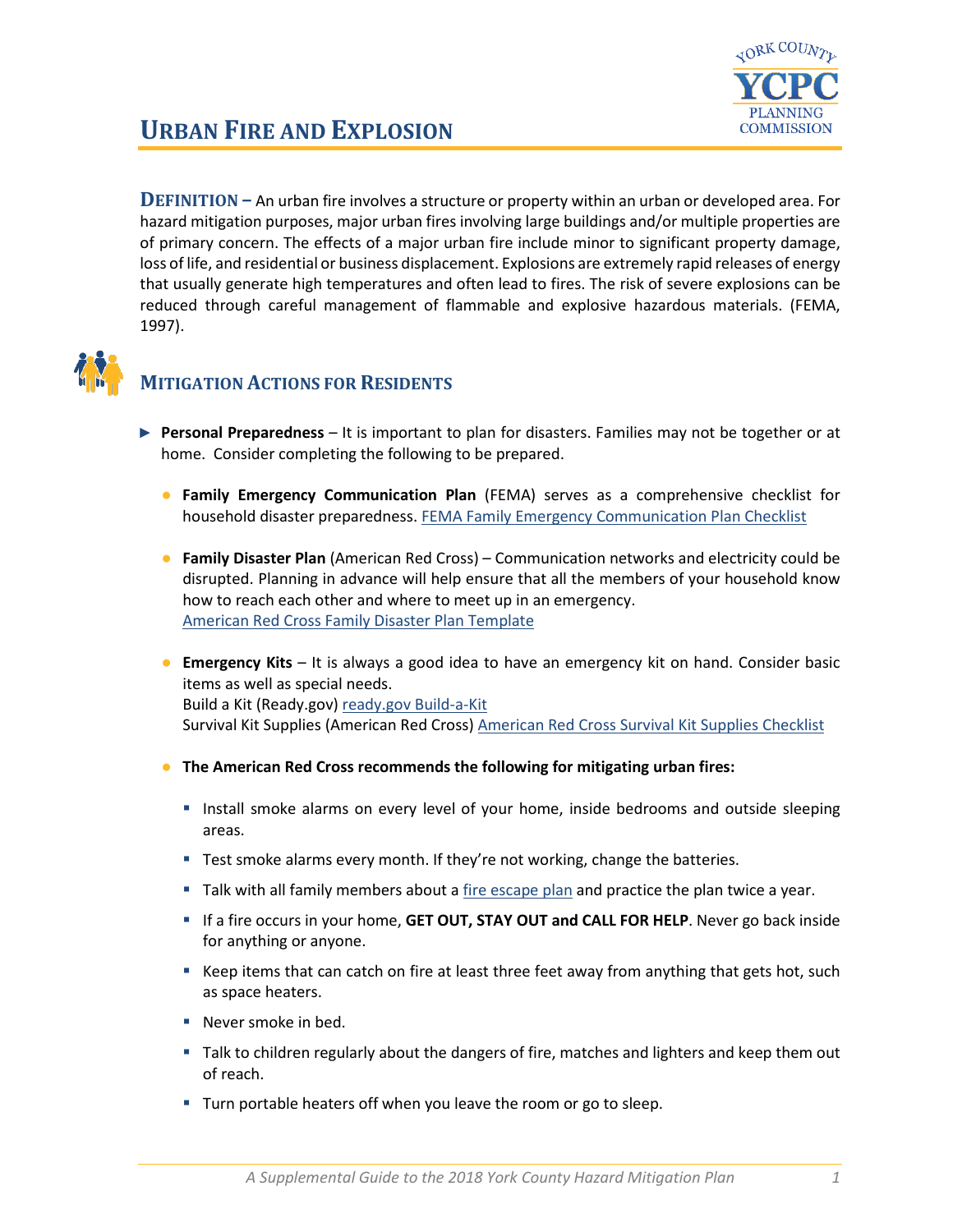# URBAN FIRE AND EXPLOSION

**DEFINITION –** An urban fire involves a structure or property within an urban or developed area. For hazard mitigation purposes, major urban fires involving large buildings and/or multiple properties are of primary concern. The effects of a major urban fire include minor to significant property damage, loss of life, and residential or business displacement. Explosions are extremely rapid releases of energy that usually generate high temperatures and often lead to fires. The risk of severe explosions can be reduced through careful management of flammable and explosive hazardous materials. (FEMA, 1997).

## MITIGATION ACTIONS FOR RESIDENTS

- **Personal Preparedness** – It is important to plan for disasters. Families may not be together or at home. Consider completing the following to be prepared.
  - **Family Emergency Communication Plan** (FEMA) serves as a comprehensive checklist for household disaster preparedness. FEMA Family Emergency Communication Plan Checklist
  - **Family Disaster Plan** (American Red Cross) – Communication networks and electricity could be disrupted. Planning in advance will help ensure that all the members of your household know how to reach each other and where to meet up in an emergency.
    American Red Cross Family Disaster Plan Template
  - **Emergency Kits** – It is always a good idea to have an emergency kit on hand. Consider basic items as well as special needs.
    Build a Kit (Ready.gov) ready.gov Build-a-Kit
    Survival Kit Supplies (American Red Cross) American Red Cross Survival Kit Supplies Checklist
  - **The American Red Cross recommends the following for mitigating urban fires:**
    - Install smoke alarms on every level of your home, inside bedrooms and outside sleeping areas.
    - Test smoke alarms every month. If they're not working, change the batteries.
    - Talk with all family members about a fire escape plan and practice the plan twice a year.
    - If a fire occurs in your home, **GET OUT, STAY OUT and CALL FOR HELP**. Never go back inside for anything or anyone.
    - Keep items that can catch on fire at least three feet away from anything that gets hot, such as space heaters.
    - Never smoke in bed.
    - Talk to children regularly about the dangers of fire, matches and lighters and keep them out of reach.
    - Turn portable heaters off when you leave the room or go to sleep.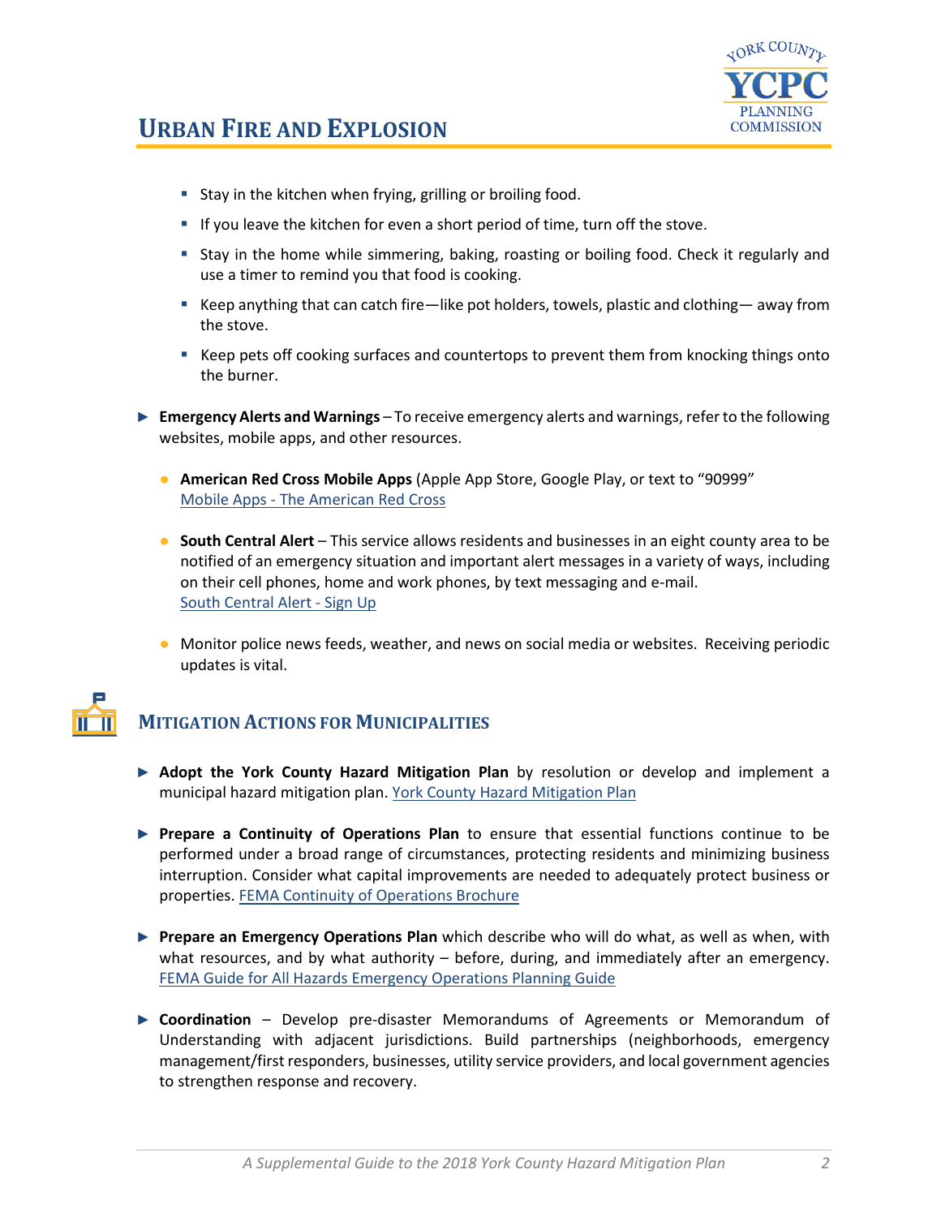# Urban Fire and Explosion

- Stay in the kitchen when frying, grilling or broiling food.
- If you leave the kitchen for even a short period of time, turn off the stove.
- Stay in the home while simmering, baking, roasting or boiling food. Check it regularly and use a timer to remind you that food is cooking.
- Keep anything that can catch fire—like pot holders, towels, plastic and clothing— away from the stove.
- Keep pets off cooking surfaces and countertops to prevent them from knocking things onto the burner.

► **Emergency Alerts and Warnings** – To receive emergency alerts and warnings, refer to the following websites, mobile apps, and other resources.

- **American Red Cross Mobile Apps** (Apple App Store, Google Play, or text to "90999" Mobile Apps - The American Red Cross
- **South Central Alert** – This service allows residents and businesses in an eight county area to be notified of an emergency situation and important alert messages in a variety of ways, including on their cell phones, home and work phones, by text messaging and e-mail. South Central Alert - Sign Up
- Monitor police news feeds, weather, and news on social media or websites. Receiving periodic updates is vital.

## Mitigation Actions for Municipalities

► **Adopt the York County Hazard Mitigation Plan** by resolution or develop and implement a municipal hazard mitigation plan. York County Hazard Mitigation Plan

► **Prepare a Continuity of Operations Plan** to ensure that essential functions continue to be performed under a broad range of circumstances, protecting residents and minimizing business interruption. Consider what capital improvements are needed to adequately protect business or properties. FEMA Continuity of Operations Brochure

► **Prepare an Emergency Operations Plan** which describe who will do what, as well as when, with what resources, and by what authority – before, during, and immediately after an emergency. FEMA Guide for All Hazards Emergency Operations Planning Guide

► **Coordination** – Develop pre-disaster Memorandums of Agreements or Memorandum of Understanding with adjacent jurisdictions. Build partnerships (neighborhoods, emergency management/first responders, businesses, utility service providers, and local government agencies to strengthen response and recovery.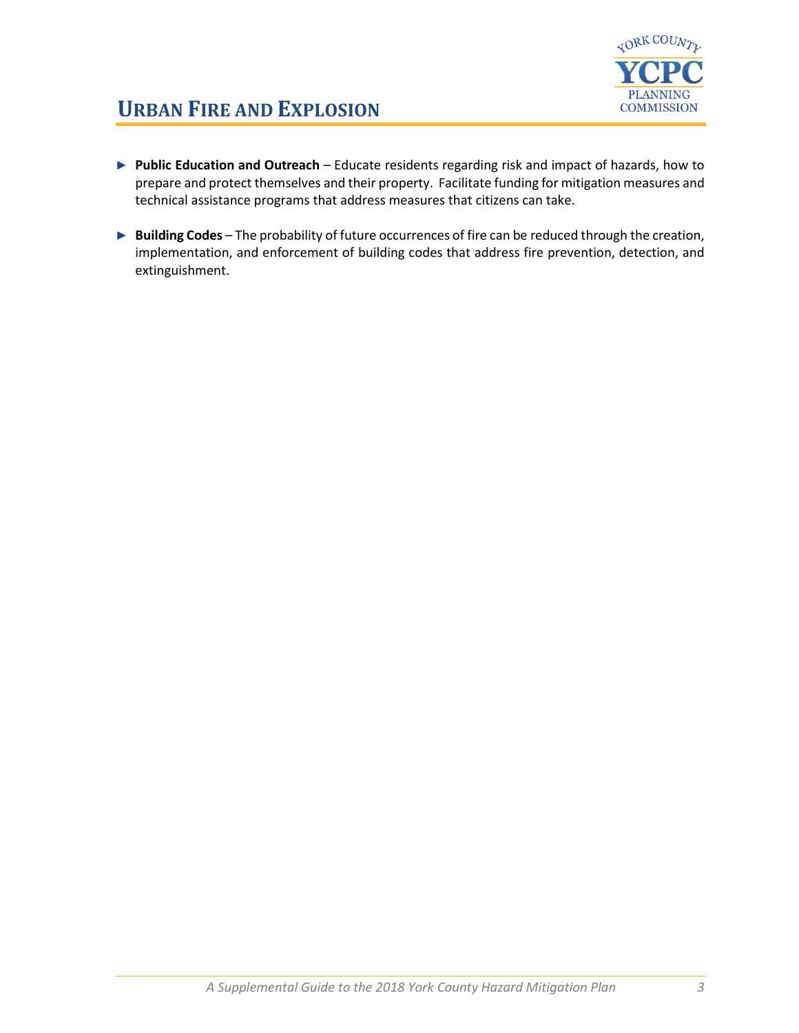## URBAN FIRE AND EXPLOSION

- **Public Education and Outreach** – Educate residents regarding risk and impact of hazards, how to prepare and protect themselves and their property. Facilitate funding for mitigation measures and technical assistance programs that address measures that citizens can take.

- **Building Codes** – The probability of future occurrences of fire can be reduced through the creation, implementation, and enforcement of building codes that address fire prevention, detection, and extinguishment.